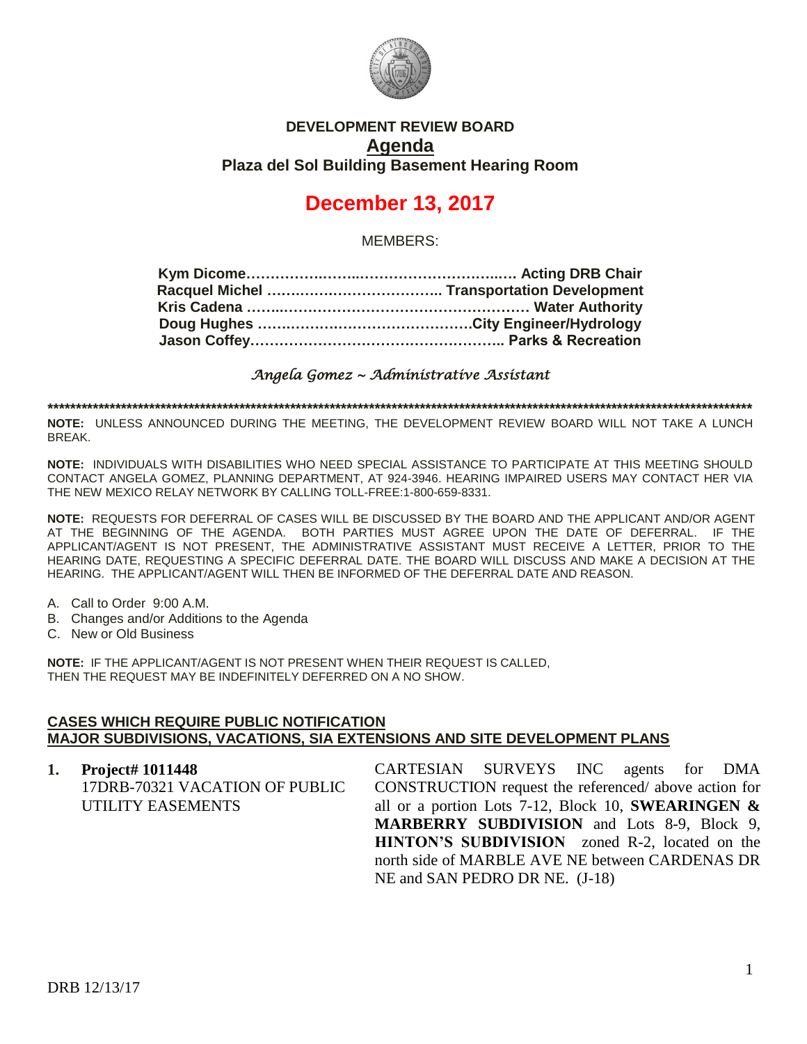# DEVELOPMENT REVIEW BOARD

## Agenda

### Plaza del Sol Building Basement Hearing Room

# December 13, 2017

MEMBERS:

**Kym Dicome…………………………………………………… Acting DRB Chair**
**Racquel Michel ……………………………….. Transportation Development**
**Kris Cadena ……………………………………………………… Water Authority**
**Doug Hughes ………………………………………City Engineer/Hydrology**
**Jason Coffey…………………………………………………….. Parks & Recreation**

*Angela Gomez ~ Administrative Assistant*

**************************************************************************************************************************

**NOTE:** UNLESS ANNOUNCED DURING THE MEETING, THE DEVELOPMENT REVIEW BOARD WILL NOT TAKE A LUNCH BREAK.

**NOTE:** INDIVIDUALS WITH DISABILITIES WHO NEED SPECIAL ASSISTANCE TO PARTICIPATE AT THIS MEETING SHOULD CONTACT ANGELA GOMEZ, PLANNING DEPARTMENT, AT 924-3946. HEARING IMPAIRED USERS MAY CONTACT HER VIA THE NEW MEXICO RELAY NETWORK BY CALLING TOLL-FREE:1-800-659-8331.

**NOTE:** REQUESTS FOR DEFERRAL OF CASES WILL BE DISCUSSED BY THE BOARD AND THE APPLICANT AND/OR AGENT AT THE BEGINNING OF THE AGENDA. BOTH PARTIES MUST AGREE UPON THE DATE OF DEFERRAL. IF THE APPLICANT/AGENT IS NOT PRESENT, THE ADMINISTRATIVE ASSISTANT MUST RECEIVE A LETTER, PRIOR TO THE HEARING DATE, REQUESTING A SPECIFIC DEFERRAL DATE. THE BOARD WILL DISCUSS AND MAKE A DECISION AT THE HEARING. THE APPLICANT/AGENT WILL THEN BE INFORMED OF THE DEFERRAL DATE AND REASON.

A. Call to Order 9:00 A.M.
B. Changes and/or Additions to the Agenda
C. New or Old Business

**NOTE:** IF THE APPLICANT/AGENT IS NOT PRESENT WHEN THEIR REQUEST IS CALLED, THEN THE REQUEST MAY BE INDEFINITELY DEFERRED ON A NO SHOW.

**CASES WHICH REQUIRE PUBLIC NOTIFICATION**
**MAJOR SUBDIVISIONS, VACATIONS, SIA EXTENSIONS AND SITE DEVELOPMENT PLANS**

**1. Project# 1011448**
17DRB-70321 VACATION OF PUBLIC UTILITY EASEMENTS

CARTESIAN SURVEYS INC agents for DMA CONSTRUCTION request the referenced/ above action for all or a portion Lots 7-12, Block 10, **SWEARINGEN & MARBERRY SUBDIVISION** and Lots 8-9, Block 9, **HINTON'S SUBDIVISION** zoned R-2, located on the north side of MARBLE AVE NE between CARDENAS DR NE and SAN PEDRO DR NE. (J-18)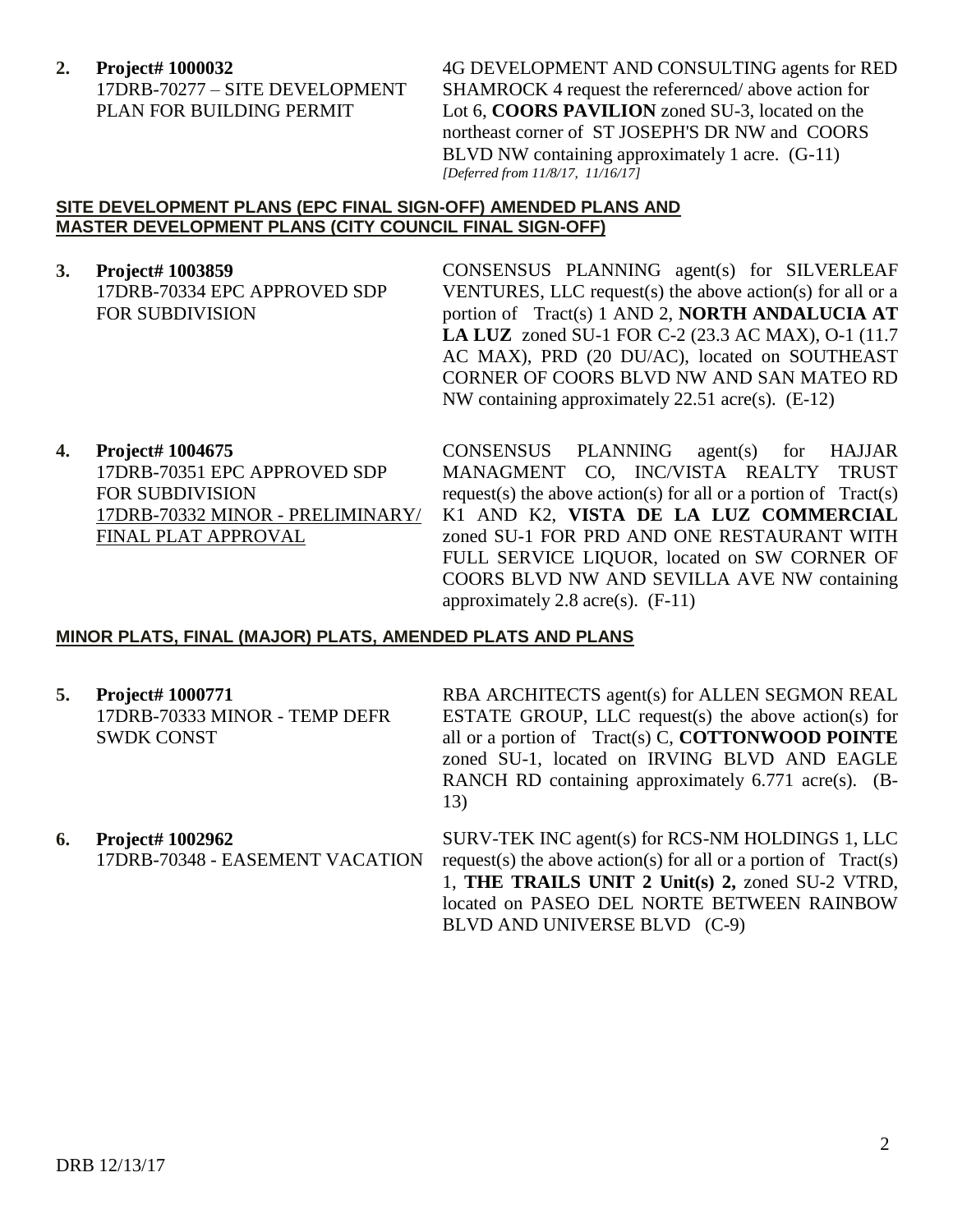**2. Project# 1000032**
17DRB-70277 – SITE DEVELOPMENT PLAN FOR BUILDING PERMIT

4G DEVELOPMENT AND CONSULTING agents for RED SHAMROCK 4 request the referernced/ above action for Lot 6, **COORS PAVILION** zoned SU-3, located on the northeast corner of ST JOSEPH'S DR NW and COORS BLVD NW containing approximately 1 acre. (G-11)
*[Deferred from 11/8/17, 11/16/17]*

**SITE DEVELOPMENT PLANS (EPC FINAL SIGN-OFF) AMENDED PLANS AND MASTER DEVELOPMENT PLANS (CITY COUNCIL FINAL SIGN-OFF)**

**3. Project# 1003859**
17DRB-70334 EPC APPROVED SDP FOR SUBDIVISION

CONSENSUS PLANNING agent(s) for SILVERLEAF VENTURES, LLC request(s) the above action(s) for all or a portion of Tract(s) 1 AND 2, **NORTH ANDALUCIA AT LA LUZ** zoned SU-1 FOR C-2 (23.3 AC MAX), O-1 (11.7 AC MAX), PRD (20 DU/AC), located on SOUTHEAST CORNER OF COORS BLVD NW AND SAN MATEO RD NW containing approximately 22.51 acre(s). (E-12)

**4. Project# 1004675**
17DRB-70351 EPC APPROVED SDP FOR SUBDIVISION
17DRB-70332 MINOR - PRELIMINARY/ FINAL PLAT APPROVAL

CONSENSUS PLANNING agent(s) for HAJJAR MANAGMENT CO, INC/VISTA REALTY TRUST request(s) the above action(s) for all or a portion of Tract(s) K1 AND K2, **VISTA DE LA LUZ COMMERCIAL** zoned SU-1 FOR PRD AND ONE RESTAURANT WITH FULL SERVICE LIQUOR, located on SW CORNER OF COORS BLVD NW AND SEVILLA AVE NW containing approximately 2.8 acre(s). (F-11)

**MINOR PLATS, FINAL (MAJOR) PLATS, AMENDED PLATS AND PLANS**

**5. Project# 1000771**
17DRB-70333 MINOR - TEMP DEFR SWDK CONST

RBA ARCHITECTS agent(s) for ALLEN SEGMON REAL ESTATE GROUP, LLC request(s) the above action(s) for all or a portion of Tract(s) C, **COTTONWOOD POINTE** zoned SU-1, located on IRVING BLVD AND EAGLE RANCH RD containing approximately 6.771 acre(s). (B-13)

**6. Project# 1002962**
17DRB-70348 - EASEMENT VACATION

SURV-TEK INC agent(s) for RCS-NM HOLDINGS 1, LLC request(s) the above action(s) for all or a portion of Tract(s) 1, **THE TRAILS UNIT 2 Unit(s) 2,** zoned SU-2 VTRD, located on PASEO DEL NORTE BETWEEN RAINBOW BLVD AND UNIVERSE BLVD (C-9)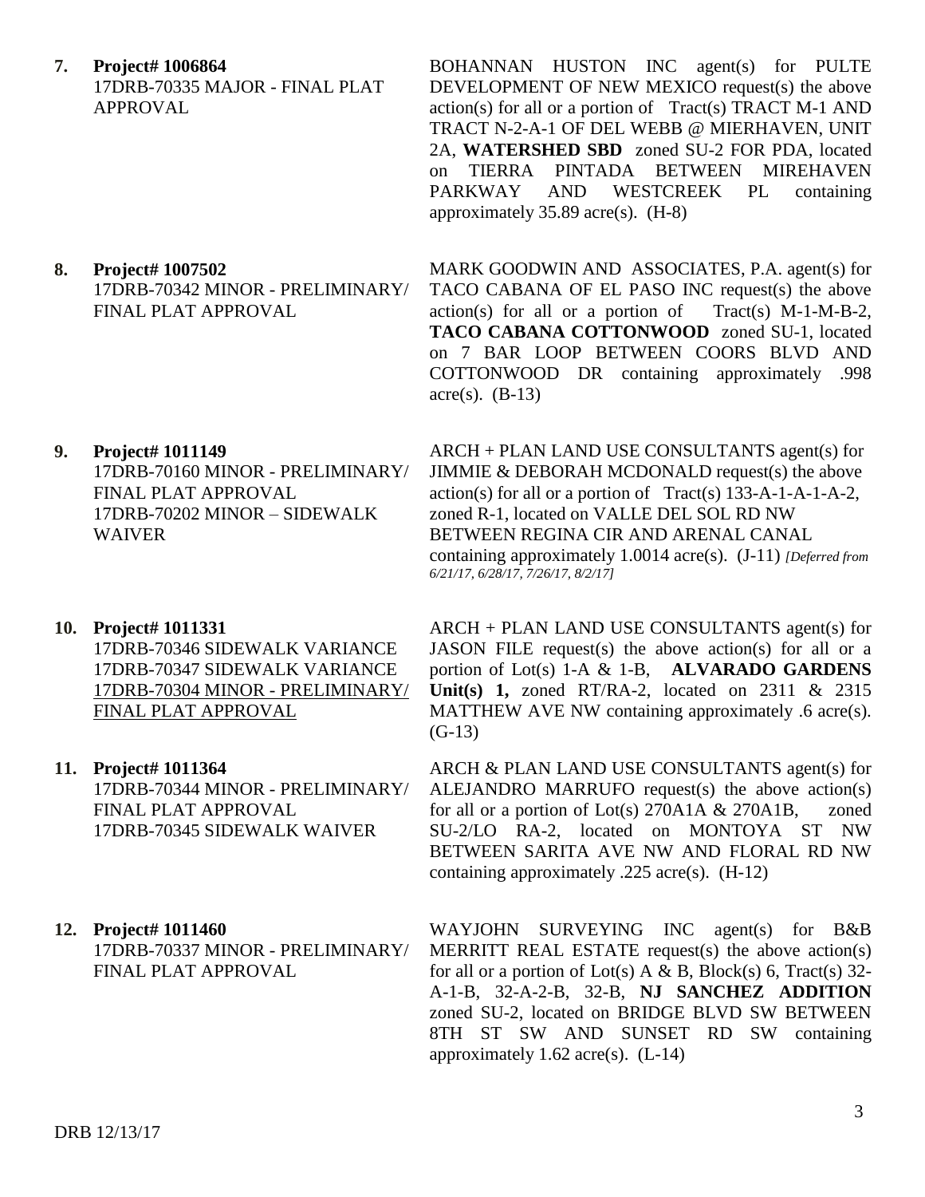**7. Project# 1006864**
17DRB-70335 MAJOR - FINAL PLAT APPROVAL

BOHANNAN HUSTON INC agent(s) for PULTE DEVELOPMENT OF NEW MEXICO request(s) the above action(s) for all or a portion of Tract(s) TRACT M-1 AND TRACT N-2-A-1 OF DEL WEBB @ MIERHAVEN, UNIT 2A, **WATERSHED SBD** zoned SU-2 FOR PDA, located on TIERRA PINTADA BETWEEN MIREHAVEN PARKWAY AND WESTCREEK PL containing approximately 35.89 acre(s). (H-8)

**8. Project# 1007502**
17DRB-70342 MINOR - PRELIMINARY/ FINAL PLAT APPROVAL

MARK GOODWIN AND ASSOCIATES, P.A. agent(s) for TACO CABANA OF EL PASO INC request(s) the above action(s) for all or a portion of Tract(s) M-1-M-B-2, **TACO CABANA COTTONWOOD** zoned SU-1, located on 7 BAR LOOP BETWEEN COORS BLVD AND COTTONWOOD DR containing approximately .998 acre(s). (B-13)

**9. Project# 1011149**
17DRB-70160 MINOR - PRELIMINARY/ FINAL PLAT APPROVAL
17DRB-70202 MINOR – SIDEWALK WAIVER

ARCH + PLAN LAND USE CONSULTANTS agent(s) for JIMMIE & DEBORAH MCDONALD request(s) the above action(s) for all or a portion of Tract(s) 133-A-1-A-1-A-2, zoned R-1, located on VALLE DEL SOL RD NW BETWEEN REGINA CIR AND ARENAL CANAL containing approximately 1.0014 acre(s). (J-11) *[Deferred from 6/21/17, 6/28/17, 7/26/17, 8/2/17]*

**10. Project# 1011331**
17DRB-70346 SIDEWALK VARIANCE
17DRB-70347 SIDEWALK VARIANCE
<u>17DRB-70304 MINOR - PRELIMINARY/ FINAL PLAT APPROVAL</u>

ARCH + PLAN LAND USE CONSULTANTS agent(s) for JASON FILE request(s) the above action(s) for all or a portion of Lot(s) 1-A & 1-B, **ALVARADO GARDENS Unit(s) 1,** zoned RT/RA-2, located on 2311 & 2315 MATTHEW AVE NW containing approximately .6 acre(s). (G-13)

**11. Project# 1011364**
17DRB-70344 MINOR - PRELIMINARY/ FINAL PLAT APPROVAL
17DRB-70345 SIDEWALK WAIVER

ARCH & PLAN LAND USE CONSULTANTS agent(s) for ALEJANDRO MARRUFO request(s) the above action(s) for all or a portion of Lot(s) 270A1A & 270A1B, zoned SU-2/LO RA-2, located on MONTOYA ST NW BETWEEN SARITA AVE NW AND FLORAL RD NW containing approximately .225 acre(s). (H-12)

**12. Project# 1011460**
17DRB-70337 MINOR - PRELIMINARY/ FINAL PLAT APPROVAL

WAYJOHN SURVEYING INC agent(s) for B&B MERRITT REAL ESTATE request(s) the above action(s) for all or a portion of Lot(s) A & B, Block(s) 6, Tract(s) 32-A-1-B, 32-A-2-B, 32-B, **NJ SANCHEZ ADDITION** zoned SU-2, located on BRIDGE BLVD SW BETWEEN 8TH ST SW AND SUNSET RD SW containing approximately 1.62 acre(s). (L-14)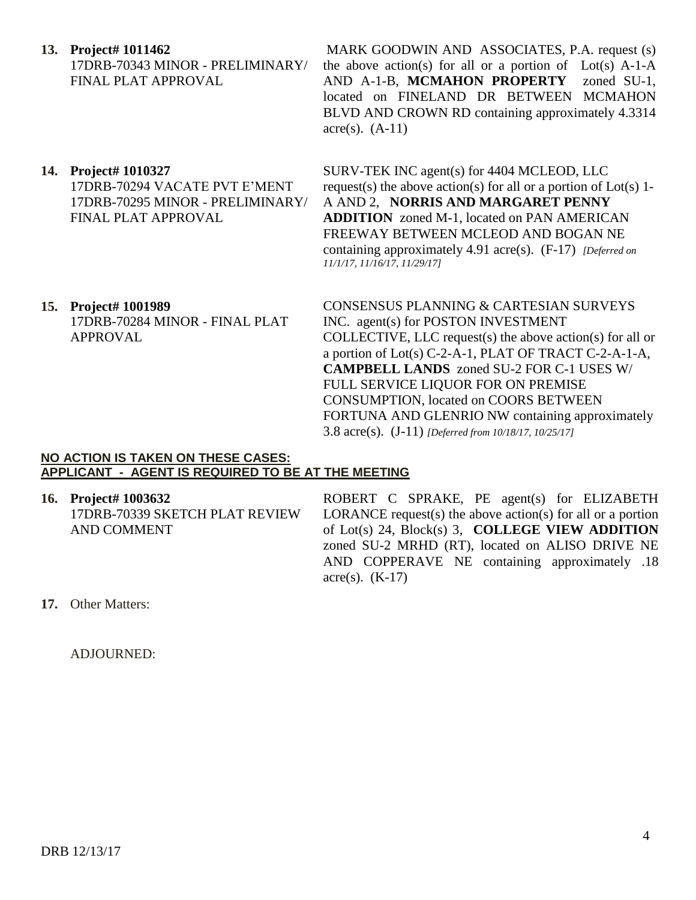**13. Project# 1011462**
17DRB-70343 MINOR - PRELIMINARY/ FINAL PLAT APPROVAL

MARK GOODWIN AND ASSOCIATES, P.A. request (s) the above action(s) for all or a portion of Lot(s) A-1-A AND A-1-B, **MCMAHON PROPERTY** zoned SU-1, located on FINELAND DR BETWEEN MCMAHON BLVD AND CROWN RD containing approximately 4.3314 acre(s). (A-11)

**14. Project# 1010327**
17DRB-70294 VACATE PVT E'MENT
17DRB-70295 MINOR - PRELIMINARY/ FINAL PLAT APPROVAL

SURV-TEK INC agent(s) for 4404 MCLEOD, LLC request(s) the above action(s) for all or a portion of Lot(s) 1-A AND 2, **NORRIS AND MARGARET PENNY ADDITION** zoned M-1, located on PAN AMERICAN FREEWAY BETWEEN MCLEOD AND BOGAN NE containing approximately 4.91 acre(s). (F-17) *[Deferred on 11/1/17, 11/16/17, 11/29/17]*

**15. Project# 1001989**
17DRB-70284 MINOR - FINAL PLAT APPROVAL

CONSENSUS PLANNING & CARTESIAN SURVEYS INC. agent(s) for POSTON INVESTMENT COLLECTIVE, LLC request(s) the above action(s) for all or a portion of Lot(s) C-2-A-1, PLAT OF TRACT C-2-A-1-A, **CAMPBELL LANDS** zoned SU-2 FOR C-1 USES W/ FULL SERVICE LIQUOR FOR ON PREMISE CONSUMPTION, located on COORS BETWEEN FORTUNA AND GLENRIO NW containing approximately 3.8 acre(s). (J-11) *[Deferred from 10/18/17, 10/25/17]*

**NO ACTION IS TAKEN ON THESE CASES:**
**APPLICANT - AGENT IS REQUIRED TO BE AT THE MEETING**

**16. Project# 1003632**
17DRB-70339 SKETCH PLAT REVIEW AND COMMENT

ROBERT C SPRAKE, PE agent(s) for ELIZABETH LORANCE request(s) the above action(s) for all or a portion of Lot(s) 24, Block(s) 3, **COLLEGE VIEW ADDITION** zoned SU-2 MRHD (RT), located on ALISO DRIVE NE AND COPPERAVE NE containing approximately .18 acre(s). (K-17)

**17.** Other Matters:

ADJOURNED: